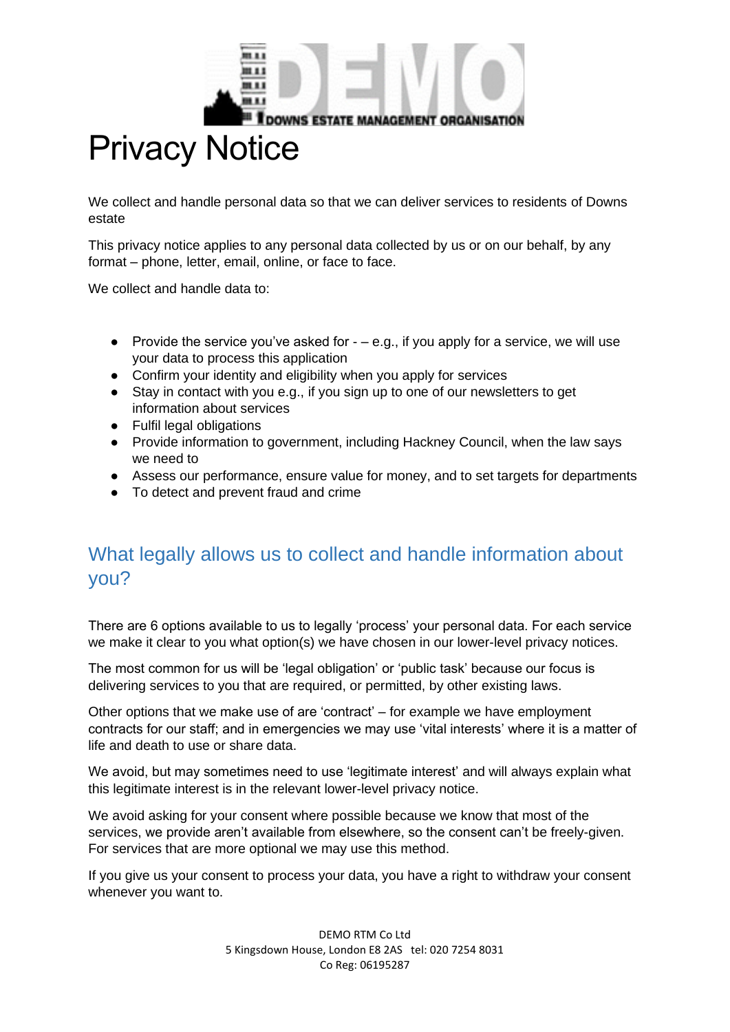# Privacy Notice

We collect and handle personal data so that we can deliver services to residents of Downs estate

This privacy notice applies to any personal data collected by us or on our behalf, by any format – phone, letter, email, online, or face to face.

We collect and handle data to:

- Provide the service you've asked for - – e.g., if you apply for a service, we will use your data to process this application
- Confirm your identity and eligibility when you apply for services
- Stay in contact with you e.g., if you sign up to one of our newsletters to get information about services
- Fulfil legal obligations
- Provide information to government, including Hackney Council, when the law says we need to
- Assess our performance, ensure value for money, and to set targets for departments
- To detect and prevent fraud and crime

## What legally allows us to collect and handle information about you?

There are 6 options available to us to legally 'process' your personal data. For each service we make it clear to you what option(s) we have chosen in our lower-level privacy notices.

The most common for us will be 'legal obligation' or 'public task' because our focus is delivering services to you that are required, or permitted, by other existing laws.

Other options that we make use of are 'contract' – for example we have employment contracts for our staff; and in emergencies we may use 'vital interests' where it is a matter of life and death to use or share data.

We avoid, but may sometimes need to use 'legitimate interest' and will always explain what this legitimate interest is in the relevant lower-level privacy notice.

We avoid asking for your consent where possible because we know that most of the services, we provide aren't available from elsewhere, so the consent can't be freely-given. For services that are more optional we may use this method.

If you give us your consent to process your data, you have a right to withdraw your consent whenever you want to.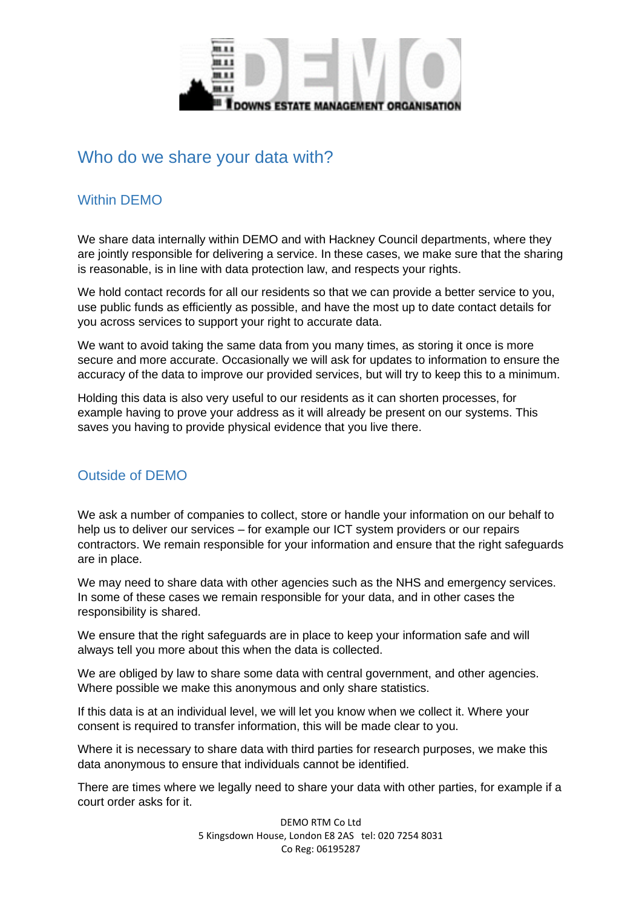# Who do we share your data with?

## Within DEMO

We share data internally within DEMO and with Hackney Council departments, where they are jointly responsible for delivering a service. In these cases, we make sure that the sharing is reasonable, is in line with data protection law, and respects your rights.

We hold contact records for all our residents so that we can provide a better service to you, use public funds as efficiently as possible, and have the most up to date contact details for you across services to support your right to accurate data.

We want to avoid taking the same data from you many times, as storing it once is more secure and more accurate. Occasionally we will ask for updates to information to ensure the accuracy of the data to improve our provided services, but will try to keep this to a minimum.

Holding this data is also very useful to our residents as it can shorten processes, for example having to prove your address as it will already be present on our systems. This saves you having to provide physical evidence that you live there.

## Outside of DEMO

We ask a number of companies to collect, store or handle your information on our behalf to help us to deliver our services – for example our ICT system providers or our repairs contractors. We remain responsible for your information and ensure that the right safeguards are in place.

We may need to share data with other agencies such as the NHS and emergency services. In some of these cases we remain responsible for your data, and in other cases the responsibility is shared.

We ensure that the right safeguards are in place to keep your information safe and will always tell you more about this when the data is collected.

We are obliged by law to share some data with central government, and other agencies. Where possible we make this anonymous and only share statistics.

If this data is at an individual level, we will let you know when we collect it. Where your consent is required to transfer information, this will be made clear to you.

Where it is necessary to share data with third parties for research purposes, we make this data anonymous to ensure that individuals cannot be identified.

There are times where we legally need to share your data with other parties, for example if a court order asks for it.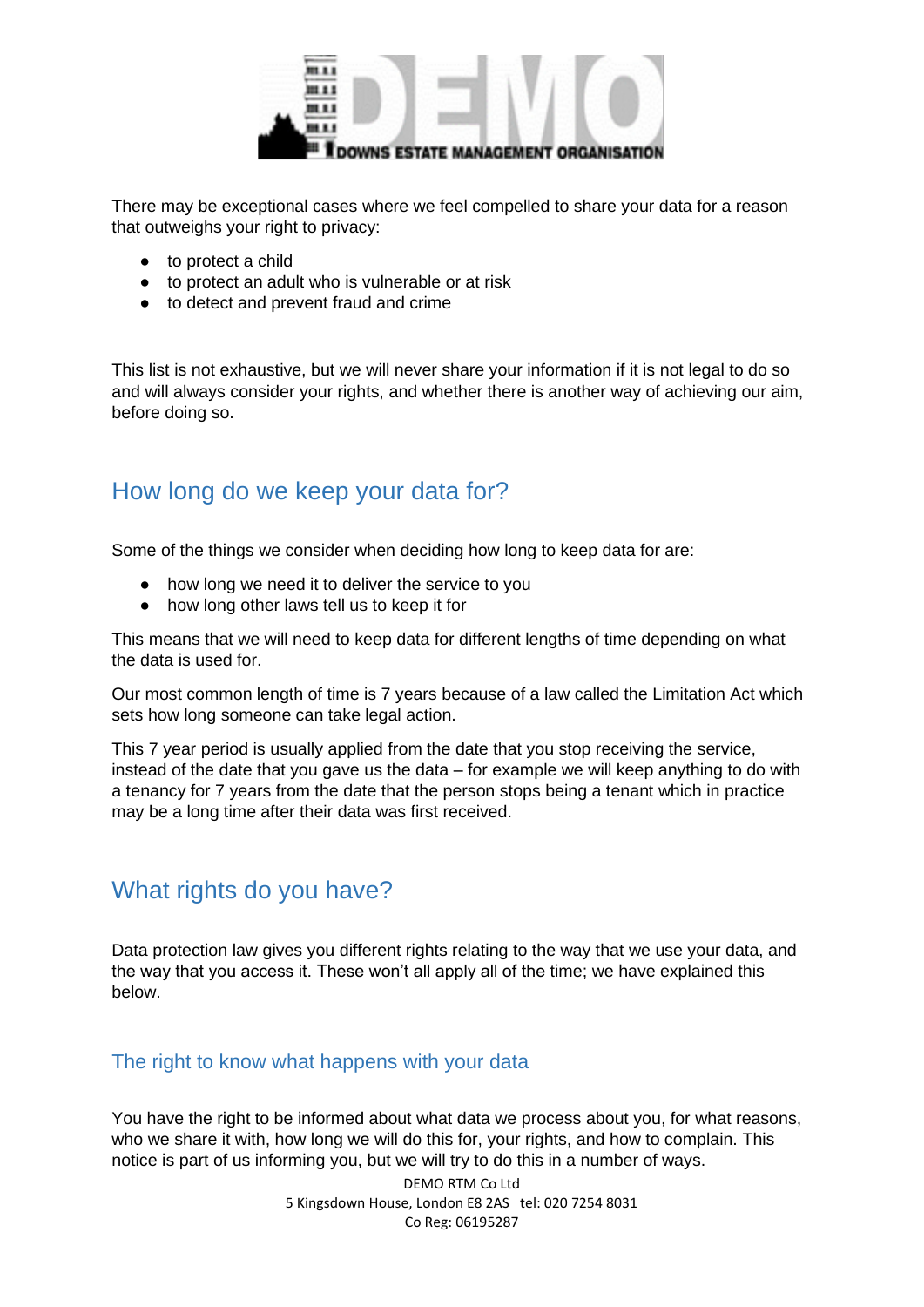There may be exceptional cases where we feel compelled to share your data for a reason that outweighs your right to privacy:

- to protect a child
- to protect an adult who is vulnerable or at risk
- to detect and prevent fraud and crime

This list is not exhaustive, but we will never share your information if it is not legal to do so and will always consider your rights, and whether there is another way of achieving our aim, before doing so.

## How long do we keep your data for?

Some of the things we consider when deciding how long to keep data for are:

- how long we need it to deliver the service to you
- how long other laws tell us to keep it for

This means that we will need to keep data for different lengths of time depending on what the data is used for.

Our most common length of time is 7 years because of a law called the Limitation Act which sets how long someone can take legal action.

This 7 year period is usually applied from the date that you stop receiving the service, instead of the date that you gave us the data – for example we will keep anything to do with a tenancy for 7 years from the date that the person stops being a tenant which in practice may be a long time after their data was first received.

## What rights do you have?

Data protection law gives you different rights relating to the way that we use your data, and the way that you access it. These won't all apply all of the time; we have explained this below.

### The right to know what happens with your data

You have the right to be informed about what data we process about you, for what reasons, who we share it with, how long we will do this for, your rights, and how to complain. This notice is part of us informing you, but we will try to do this in a number of ways.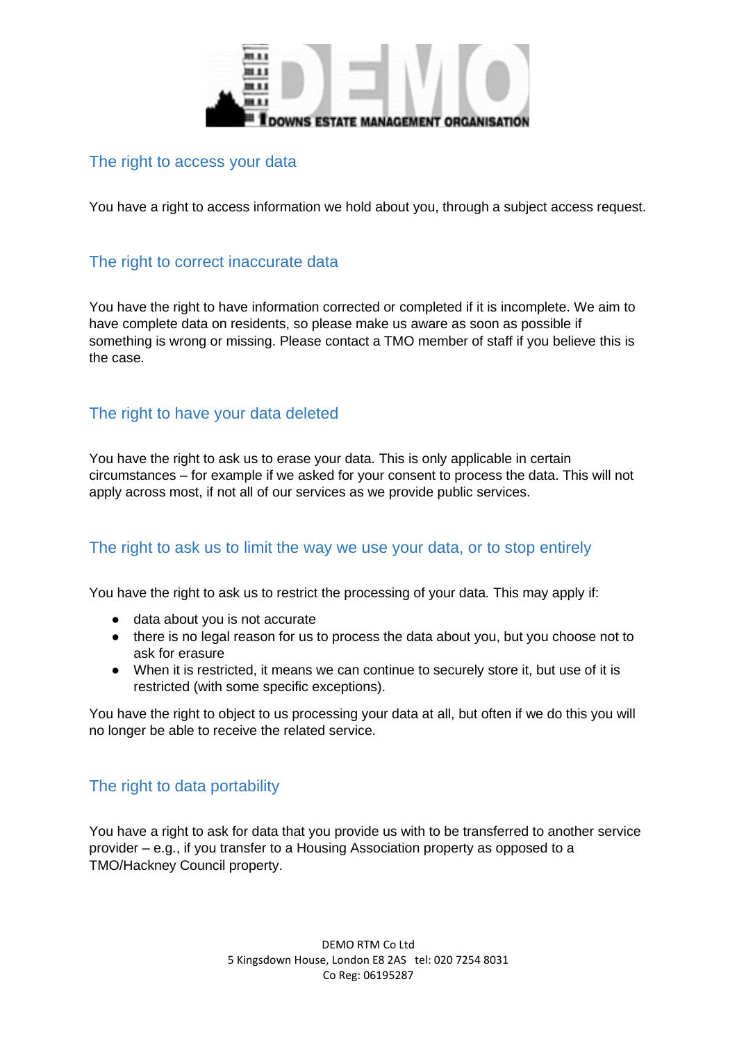## The right to access your data

You have a right to access information we hold about you, through a subject access request.

## The right to correct inaccurate data

You have the right to have information corrected or completed if it is incomplete. We aim to have complete data on residents, so please make us aware as soon as possible if something is wrong or missing. Please contact a TMO member of staff if you believe this is the case.

## The right to have your data deleted

You have the right to ask us to erase your data. This is only applicable in certain circumstances – for example if we asked for your consent to process the data. This will not apply across most, if not all of our services as we provide public services.

## The right to ask us to limit the way we use your data, or to stop entirely

You have the right to ask us to restrict the processing of your data. This may apply if:

- data about you is not accurate
- there is no legal reason for us to process the data about you, but you choose not to ask for erasure
- When it is restricted, it means we can continue to securely store it, but use of it is restricted (with some specific exceptions).

You have the right to object to us processing your data at all, but often if we do this you will no longer be able to receive the related service.

## The right to data portability

You have a right to ask for data that you provide us with to be transferred to another service provider – e.g., if you transfer to a Housing Association property as opposed to a TMO/Hackney Council property.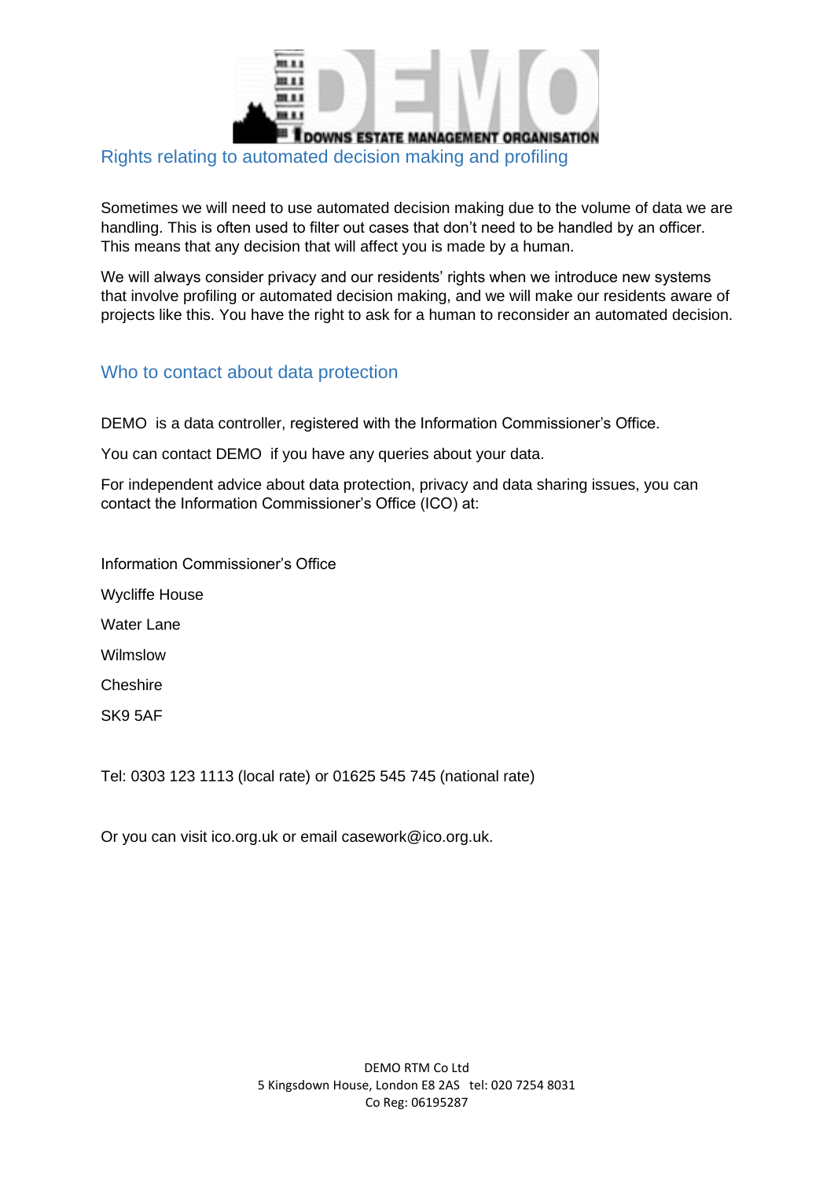## Rights relating to automated decision making and profiling

Sometimes we will need to use automated decision making due to the volume of data we are handling. This is often used to filter out cases that don't need to be handled by an officer. This means that any decision that will affect you is made by a human.

We will always consider privacy and our residents' rights when we introduce new systems that involve profiling or automated decision making, and we will make our residents aware of projects like this. You have the right to ask for a human to reconsider an automated decision.

## Who to contact about data protection

DEMO is a data controller, registered with the Information Commissioner's Office.

You can contact DEMO if you have any queries about your data.

For independent advice about data protection, privacy and data sharing issues, you can contact the Information Commissioner's Office (ICO) at:

Information Commissioner's Office

Wycliffe House

Water Lane

Wilmslow

Cheshire

SK9 5AF

Tel: 0303 123 1113 (local rate) or 01625 545 745 (national rate)

Or you can visit ico.org.uk or email casework@ico.org.uk.

DEMO RTM Co Ltd
5 Kingsdown House, London E8 2AS tel: 020 7254 8031
Co Reg: 06195287